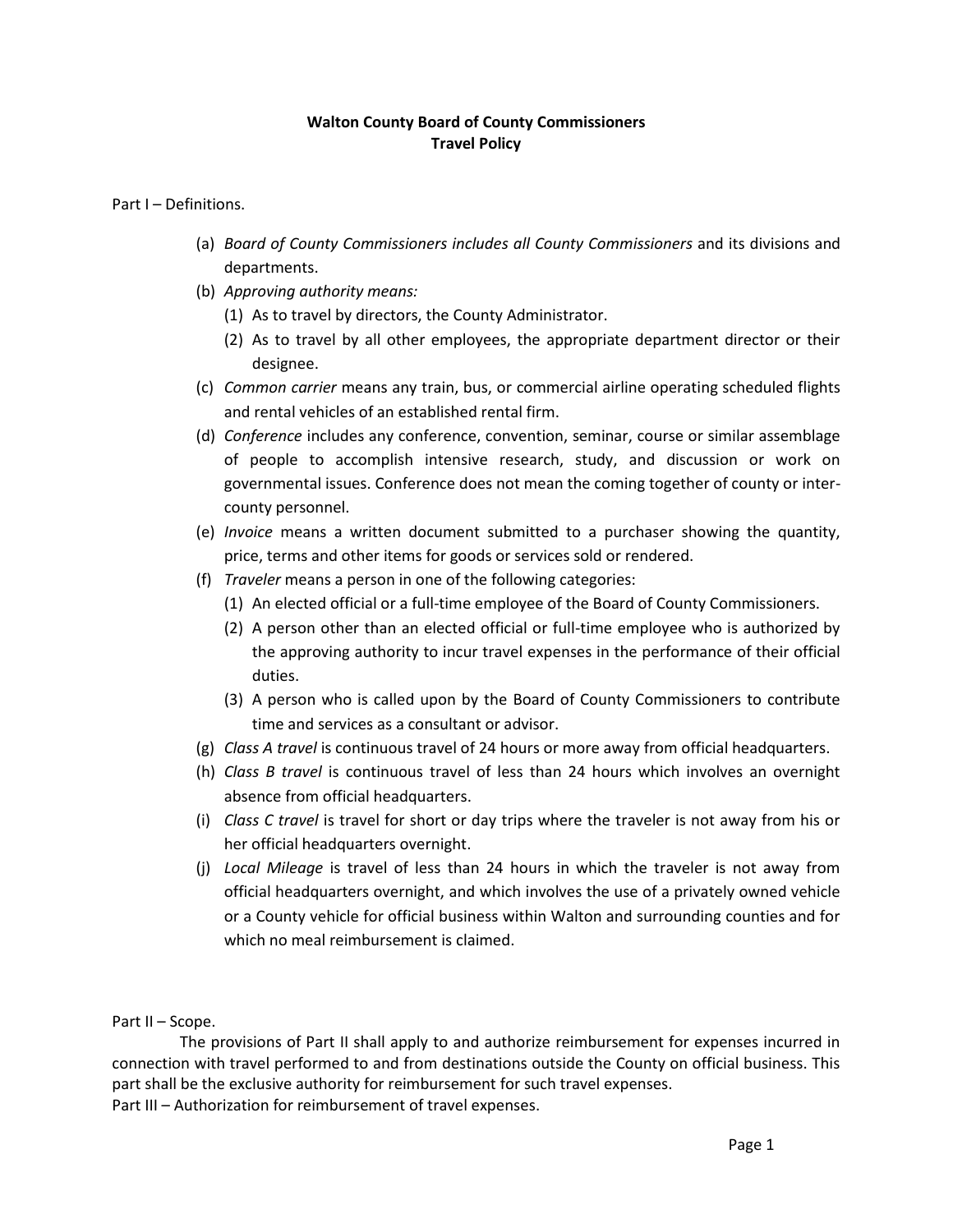**Walton County Board of County Commissioners**
**Travel Policy**

Part I – Definitions.

(a) *Board of County Commissioners includes all County Commissioners* and its divisions and departments.
(b) *Approving authority means:*
    (1) As to travel by directors, the County Administrator.
    (2) As to travel by all other employees, the appropriate department director or their designee.
(c) *Common carrier* means any train, bus, or commercial airline operating scheduled flights and rental vehicles of an established rental firm.
(d) *Conference* includes any conference, convention, seminar, course or similar assemblage of people to accomplish intensive research, study, and discussion or work on governmental issues. Conference does not mean the coming together of county or inter-county personnel.
(e) *Invoice* means a written document submitted to a purchaser showing the quantity, price, terms and other items for goods or services sold or rendered.
(f) *Traveler* means a person in one of the following categories:
    (1) An elected official or a full-time employee of the Board of County Commissioners.
    (2) A person other than an elected official or full-time employee who is authorized by the approving authority to incur travel expenses in the performance of their official duties.
    (3) A person who is called upon by the Board of County Commissioners to contribute time and services as a consultant or advisor.
(g) *Class A travel* is continuous travel of 24 hours or more away from official headquarters.
(h) *Class B travel* is continuous travel of less than 24 hours which involves an overnight absence from official headquarters.
(i) *Class C travel* is travel for short or day trips where the traveler is not away from his or her official headquarters overnight.
(j) *Local Mileage* is travel of less than 24 hours in which the traveler is not away from official headquarters overnight, and which involves the use of a privately owned vehicle or a County vehicle for official business within Walton and surrounding counties and for which no meal reimbursement is claimed.

Part II – Scope.

The provisions of Part II shall apply to and authorize reimbursement for expenses incurred in connection with travel performed to and from destinations outside the County on official business. This part shall be the exclusive authority for reimbursement for such travel expenses.

Part III – Authorization for reimbursement of travel expenses.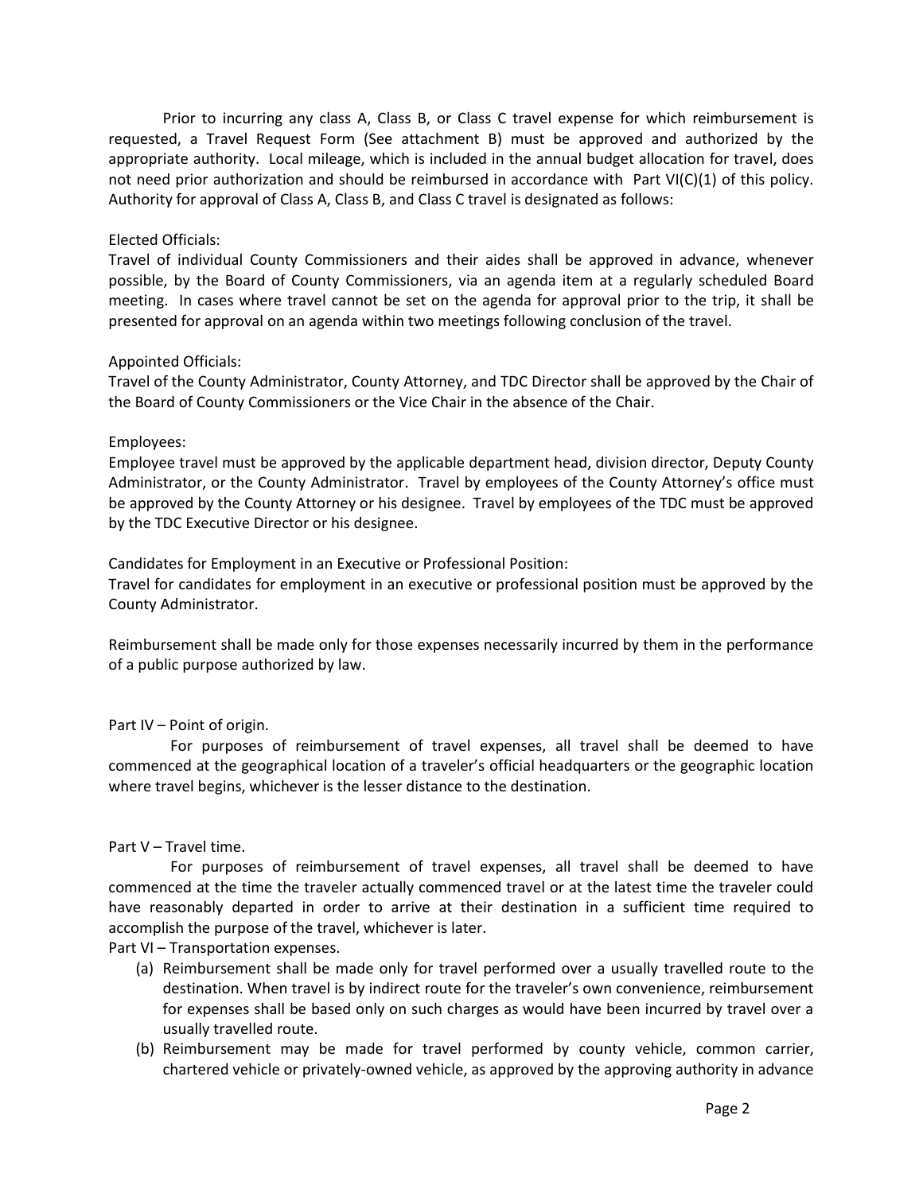Prior to incurring any class A, Class B, or Class C travel expense for which reimbursement is requested, a Travel Request Form (See attachment B) must be approved and authorized by the appropriate authority. Local mileage, which is included in the annual budget allocation for travel, does not need prior authorization and should be reimbursed in accordance with Part VI(C)(1) of this policy. Authority for approval of Class A, Class B, and Class C travel is designated as follows:

Elected Officials:
Travel of individual County Commissioners and their aides shall be approved in advance, whenever possible, by the Board of County Commissioners, via an agenda item at a regularly scheduled Board meeting. In cases where travel cannot be set on the agenda for approval prior to the trip, it shall be presented for approval on an agenda within two meetings following conclusion of the travel.

Appointed Officials:
Travel of the County Administrator, County Attorney, and TDC Director shall be approved by the Chair of the Board of County Commissioners or the Vice Chair in the absence of the Chair.

Employees:
Employee travel must be approved by the applicable department head, division director, Deputy County Administrator, or the County Administrator. Travel by employees of the County Attorney's office must be approved by the County Attorney or his designee. Travel by employees of the TDC must be approved by the TDC Executive Director or his designee.

Candidates for Employment in an Executive or Professional Position:
Travel for candidates for employment in an executive or professional position must be approved by the County Administrator.

Reimbursement shall be made only for those expenses necessarily incurred by them in the performance of a public purpose authorized by law.

Part IV – Point of origin.

For purposes of reimbursement of travel expenses, all travel shall be deemed to have commenced at the geographical location of a traveler's official headquarters or the geographic location where travel begins, whichever is the lesser distance to the destination.

Part V – Travel time.

For purposes of reimbursement of travel expenses, all travel shall be deemed to have commenced at the time the traveler actually commenced travel or at the latest time the traveler could have reasonably departed in order to arrive at their destination in a sufficient time required to accomplish the purpose of the travel, whichever is later.

Part VI – Transportation expenses.

(a) Reimbursement shall be made only for travel performed over a usually travelled route to the destination. When travel is by indirect route for the traveler's own convenience, reimbursement for expenses shall be based only on such charges as would have been incurred by travel over a usually travelled route.
(b) Reimbursement may be made for travel performed by county vehicle, common carrier, chartered vehicle or privately-owned vehicle, as approved by the approving authority in advance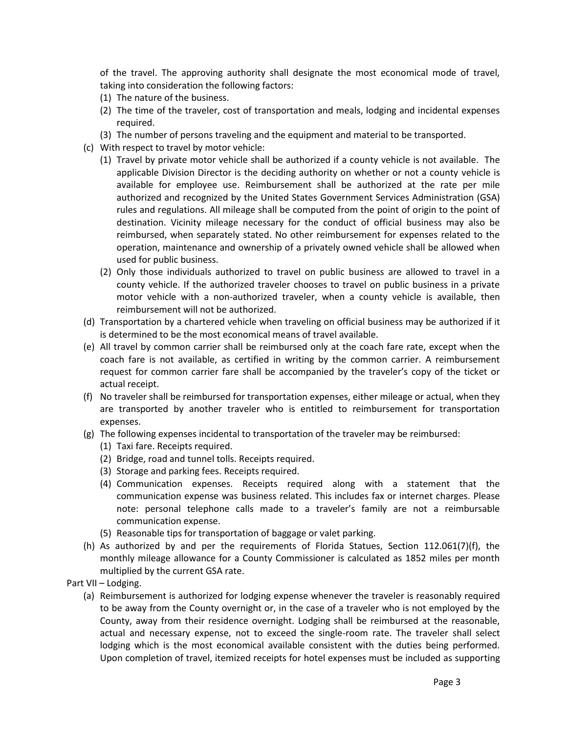of the travel. The approving authority shall designate the most economical mode of travel, taking into consideration the following factors:

(1) The nature of the business.
(2) The time of the traveler, cost of transportation and meals, lodging and incidental expenses required.
(3) The number of persons traveling and the equipment and material to be transported.

(c) With respect to travel by motor vehicle:

(1) Travel by private motor vehicle shall be authorized if a county vehicle is not available. The applicable Division Director is the deciding authority on whether or not a county vehicle is available for employee use. Reimbursement shall be authorized at the rate per mile authorized and recognized by the United States Government Services Administration (GSA) rules and regulations. All mileage shall be computed from the point of origin to the point of destination. Vicinity mileage necessary for the conduct of official business may also be reimbursed, when separately stated. No other reimbursement for expenses related to the operation, maintenance and ownership of a privately owned vehicle shall be allowed when used for public business.
(2) Only those individuals authorized to travel on public business are allowed to travel in a county vehicle. If the authorized traveler chooses to travel on public business in a private motor vehicle with a non-authorized traveler, when a county vehicle is available, then reimbursement will not be authorized.

(d) Transportation by a chartered vehicle when traveling on official business may be authorized if it is determined to be the most economical means of travel available.

(e) All travel by common carrier shall be reimbursed only at the coach fare rate, except when the coach fare is not available, as certified in writing by the common carrier. A reimbursement request for common carrier fare shall be accompanied by the traveler's copy of the ticket or actual receipt.

(f) No traveler shall be reimbursed for transportation expenses, either mileage or actual, when they are transported by another traveler who is entitled to reimbursement for transportation expenses.

(g) The following expenses incidental to transportation of the traveler may be reimbursed:

(1) Taxi fare. Receipts required.
(2) Bridge, road and tunnel tolls. Receipts required.
(3) Storage and parking fees. Receipts required.
(4) Communication expenses. Receipts required along with a statement that the communication expense was business related. This includes fax or internet charges. Please note: personal telephone calls made to a traveler's family are not a reimbursable communication expense.
(5) Reasonable tips for transportation of baggage or valet parking.

(h) As authorized by and per the requirements of Florida Statues, Section 112.061(7)(f), the monthly mileage allowance for a County Commissioner is calculated as 1852 miles per month multiplied by the current GSA rate.

Part VII – Lodging.

(a) Reimbursement is authorized for lodging expense whenever the traveler is reasonably required to be away from the County overnight or, in the case of a traveler who is not employed by the County, away from their residence overnight. Lodging shall be reimbursed at the reasonable, actual and necessary expense, not to exceed the single-room rate. The traveler shall select lodging which is the most economical available consistent with the duties being performed. Upon completion of travel, itemized receipts for hotel expenses must be included as supporting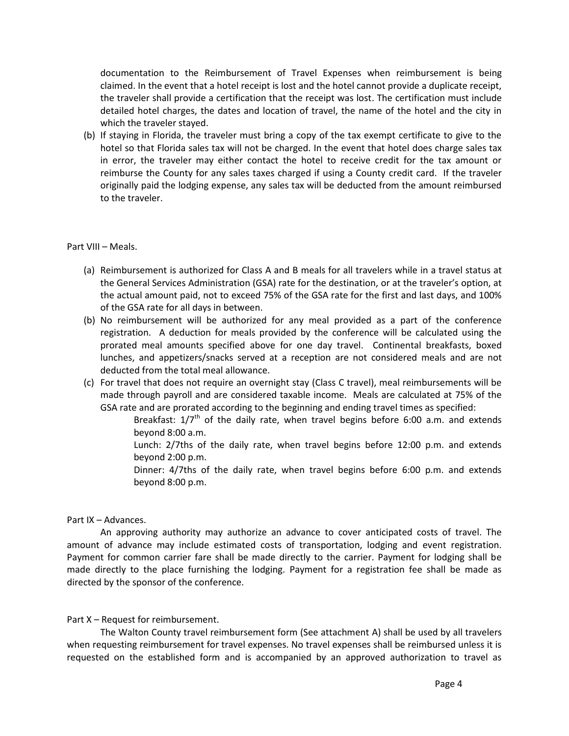documentation to the Reimbursement of Travel Expenses when reimbursement is being claimed. In the event that a hotel receipt is lost and the hotel cannot provide a duplicate receipt, the traveler shall provide a certification that the receipt was lost. The certification must include detailed hotel charges, the dates and location of travel, the name of the hotel and the city in which the traveler stayed.

(b) If staying in Florida, the traveler must bring a copy of the tax exempt certificate to give to the hotel so that Florida sales tax will not be charged. In the event that hotel does charge sales tax in error, the traveler may either contact the hotel to receive credit for the tax amount or reimburse the County for any sales taxes charged if using a County credit card. If the traveler originally paid the lodging expense, any sales tax will be deducted from the amount reimbursed to the traveler.

Part VIII – Meals.

(a) Reimbursement is authorized for Class A and B meals for all travelers while in a travel status at the General Services Administration (GSA) rate for the destination, or at the traveler's option, at the actual amount paid, not to exceed 75% of the GSA rate for the first and last days, and 100% of the GSA rate for all days in between.

(b) No reimbursement will be authorized for any meal provided as a part of the conference registration. A deduction for meals provided by the conference will be calculated using the prorated meal amounts specified above for one day travel. Continental breakfasts, boxed lunches, and appetizers/snacks served at a reception are not considered meals and are not deducted from the total meal allowance.

(c) For travel that does not require an overnight stay (Class C travel), meal reimbursements will be made through payroll and are considered taxable income. Meals are calculated at 75% of the GSA rate and are prorated according to the beginning and ending travel times as specified:

   Breakfast: 1/7th of the daily rate, when travel begins before 6:00 a.m. and extends beyond 8:00 a.m.

   Lunch: 2/7ths of the daily rate, when travel begins before 12:00 p.m. and extends beyond 2:00 p.m.

   Dinner: 4/7ths of the daily rate, when travel begins before 6:00 p.m. and extends beyond 8:00 p.m.

Part IX – Advances.

An approving authority may authorize an advance to cover anticipated costs of travel. The amount of advance may include estimated costs of transportation, lodging and event registration. Payment for common carrier fare shall be made directly to the carrier. Payment for lodging shall be made directly to the place furnishing the lodging. Payment for a registration fee shall be made as directed by the sponsor of the conference.

Part X – Request for reimbursement.

The Walton County travel reimbursement form (See attachment A) shall be used by all travelers when requesting reimbursement for travel expenses. No travel expenses shall be reimbursed unless it is requested on the established form and is accompanied by an approved authorization to travel as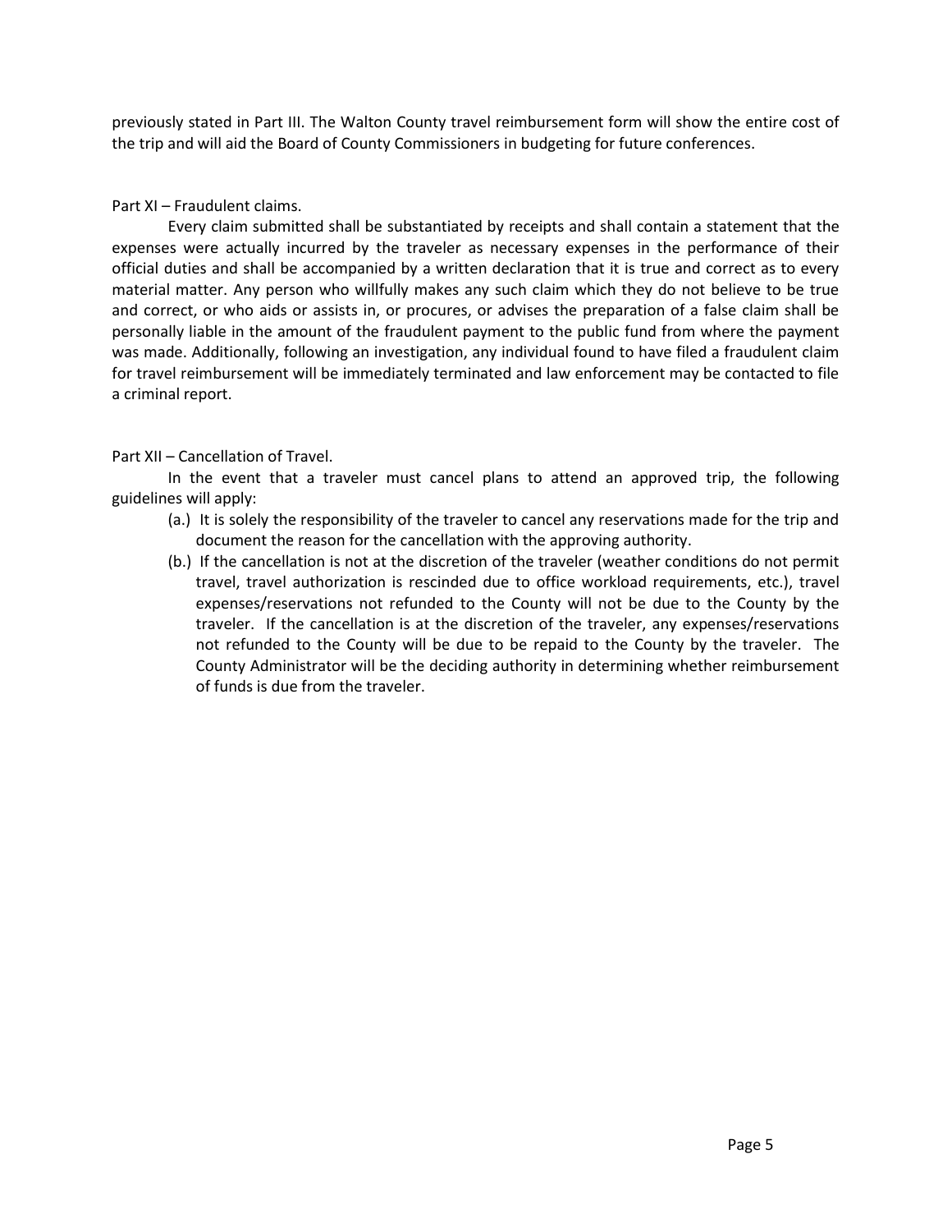previously stated in Part III. The Walton County travel reimbursement form will show the entire cost of the trip and will aid the Board of County Commissioners in budgeting for future conferences.

Part XI – Fraudulent claims.

Every claim submitted shall be substantiated by receipts and shall contain a statement that the expenses were actually incurred by the traveler as necessary expenses in the performance of their official duties and shall be accompanied by a written declaration that it is true and correct as to every material matter. Any person who willfully makes any such claim which they do not believe to be true and correct, or who aids or assists in, or procures, or advises the preparation of a false claim shall be personally liable in the amount of the fraudulent payment to the public fund from where the payment was made. Additionally, following an investigation, any individual found to have filed a fraudulent claim for travel reimbursement will be immediately terminated and law enforcement may be contacted to file a criminal report.

Part XII – Cancellation of Travel.

In the event that a traveler must cancel plans to attend an approved trip, the following guidelines will apply:

(a.) It is solely the responsibility of the traveler to cancel any reservations made for the trip and document the reason for the cancellation with the approving authority.

(b.) If the cancellation is not at the discretion of the traveler (weather conditions do not permit travel, travel authorization is rescinded due to office workload requirements, etc.), travel expenses/reservations not refunded to the County will not be due to the County by the traveler. If the cancellation is at the discretion of the traveler, any expenses/reservations not refunded to the County will be due to be repaid to the County by the traveler. The County Administrator will be the deciding authority in determining whether reimbursement of funds is due from the traveler.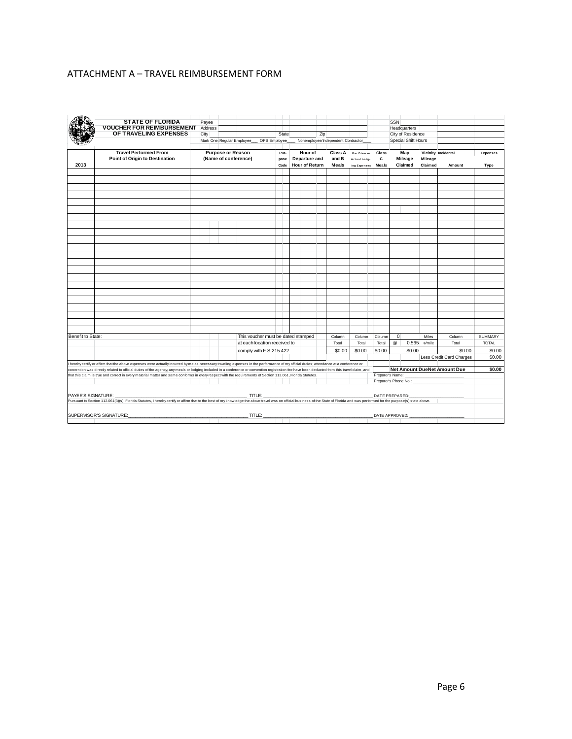# ATTACHMENT A – TRAVEL REIMBURSEMENT FORM

**STATE OF FLORIDA**
**VOUCHER FOR REIMBURSEMENT OF TRAVELING EXPENSES**

Payee ______________________ SSN ______________________
Address ______________________ Headquarters ______________________
City ______________ State ______ Zip ______ City of Residence ______________________
Mark One: Regular Employee___ OPS Employee___ Nonemployee/Independent Contractor___ Special Shift Hours ______________________

| 2013 | Travel Performed From Point of Origin to Destination | Purpose or Reason (Name of conference) | Purpose Code | Hour of Departure and Hour of Return | Class A and B Meals | Per Diem or Actual Lodging Expenses | Class C Meals | Map Mileage Claimed | Vicinity Mileage Claimed | Incidental Amount | Expenses Type |
|---|---|---|---|---|---|---|---|---|---|---|---|
| | | | | | | | | | | | |
| | | | | | | | | | | | |
| | | | | | | | | | | | |
| | | | | | | | | | | | |
| | | | | | | | | | | | |
| | | | | | | | | | | | |
| | | | | | | | | | | | |
| | | | | | | | | | | | |
| | | | | | | | | | | | |
| | | | | | | | | | | | |
| | | | | | | | | | | | |
| | | | | | | | | | | | |
| | | | | | | | | | | | |
| | | | | | | | | | | | |
| | | | | | | | | | | | |
| | | | | | | | | | | | |
| | | | | | | | | | | | |
| | | | | | | | | | | | |
| | | | | | | | | | | | |
| | | | | | | | | | | | |
| | | | | | | | | | | | |
| | | | | | | | | | | | |
| Benefit to State: | | This voucher must be dated stamped at each location received to comply with F.S.215.422. | | | Column Total $0.00 | Column Total $0.00 | Column Total $0.00 | 0 Miles @ 0.565 ¢/mile $0.00 | | Column Total $0.00 | SUMMARY TOTAL $0.00 |
| | | | | | | | | | | Less Credit Card Charges | $0.00 |
| | | | | | | | | | | Net Amount Due | $0.00 |

I hereby certify or affirm that the above expenses were actually incurred by me as necessary traveling expenses in the performance of my official duties; attendance at a conference or convention was directly related to official duties of the agency; any meals or lodging included in a conference or convention registration fee have been deducted from this travel claim, and that this claim is true and correct in every material matter and same conforms in every respect with the requirements of Section 112.061, Florida Statutes.

Preparer's Name: ______________________
Preparer's Phone No.: ______________________

PAYEE'S SIGNATURE: ______________________ TITLE: ______________________ DATE PREPARED: ______________________

Pursuant to Section 112.061(3)(s), Florida Statutes, I hereby certify or affirm that to the best of my knowledge the above travel was on official business of the State of Florida and was performed for the purpose(s) state above.

SUPERVISOR'S SIGNATURE: ______________________ TITLE: ______________________ DATE APPROVED: ______________________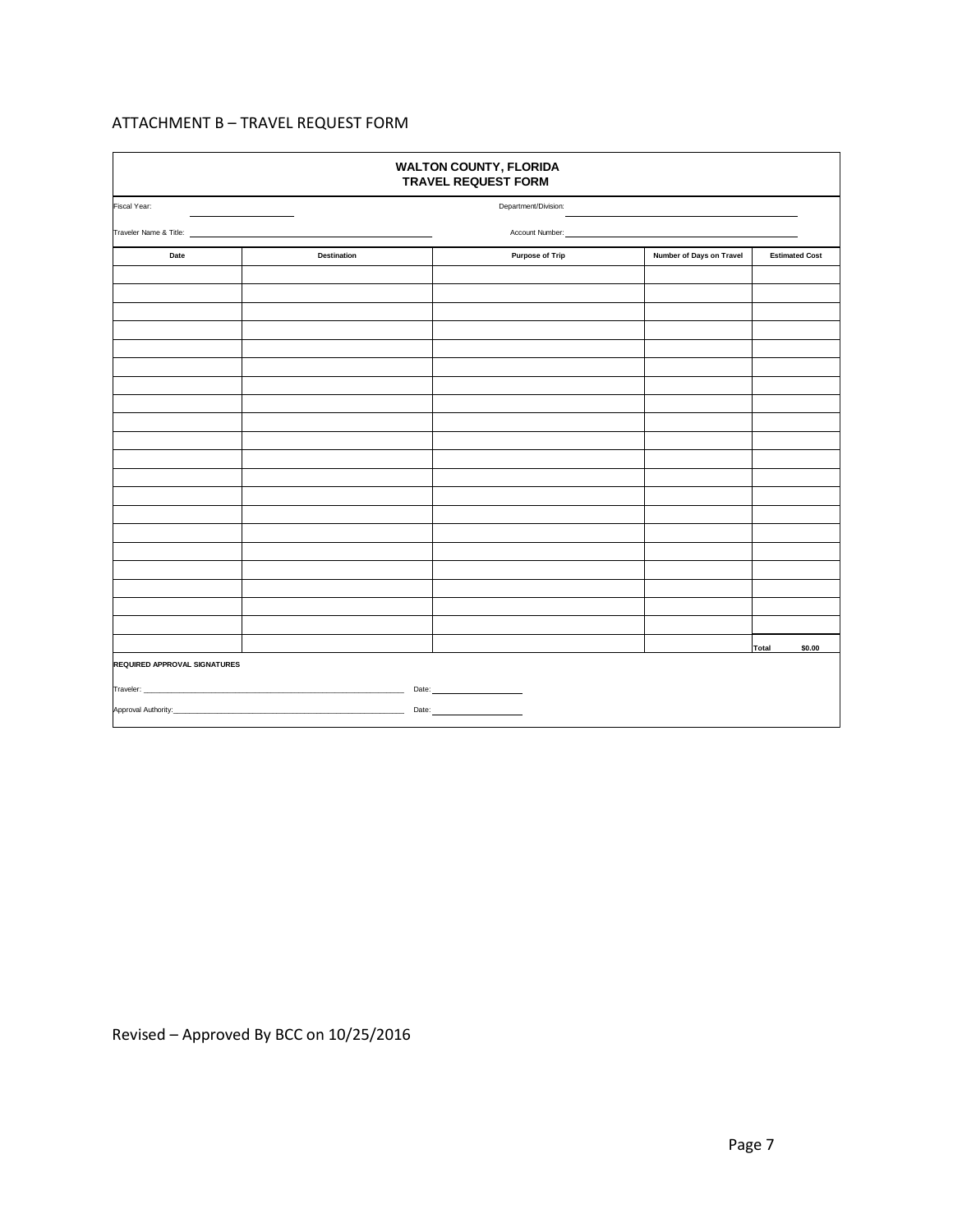ATTACHMENT B – TRAVEL REQUEST FORM

**WALTON COUNTY, FLORIDA**
**TRAVEL REQUEST FORM**

Fiscal Year: ______________ Department/Division: ______________________________

Traveler Name & Title: ______________________________ Account Number: ______________________________

| Date | Destination | Purpose of Trip | Number of Days on Travel | Estimated Cost |
|---|---|---|---|---|
| | | | | |
| | | | | |
| | | | | |
| | | | | |
| | | | | |
| | | | | |
| | | | | |
| | | | | |
| | | | | |
| | | | | |
| | | | | |
| | | | | |
| | | | | |
| | | | | |
| | | | | |
| | | | | |
| | | | | |
| | | | | |
| | | | | |
| | | | | |
| | | | | **Total** **$0.00** |

**REQUIRED APPROVAL SIGNATURES**

Traveler: ______________________________________________ Date: ______________

Approval Authority: ______________________________________________ Date: ______________

Revised – Approved By BCC on 10/25/2016